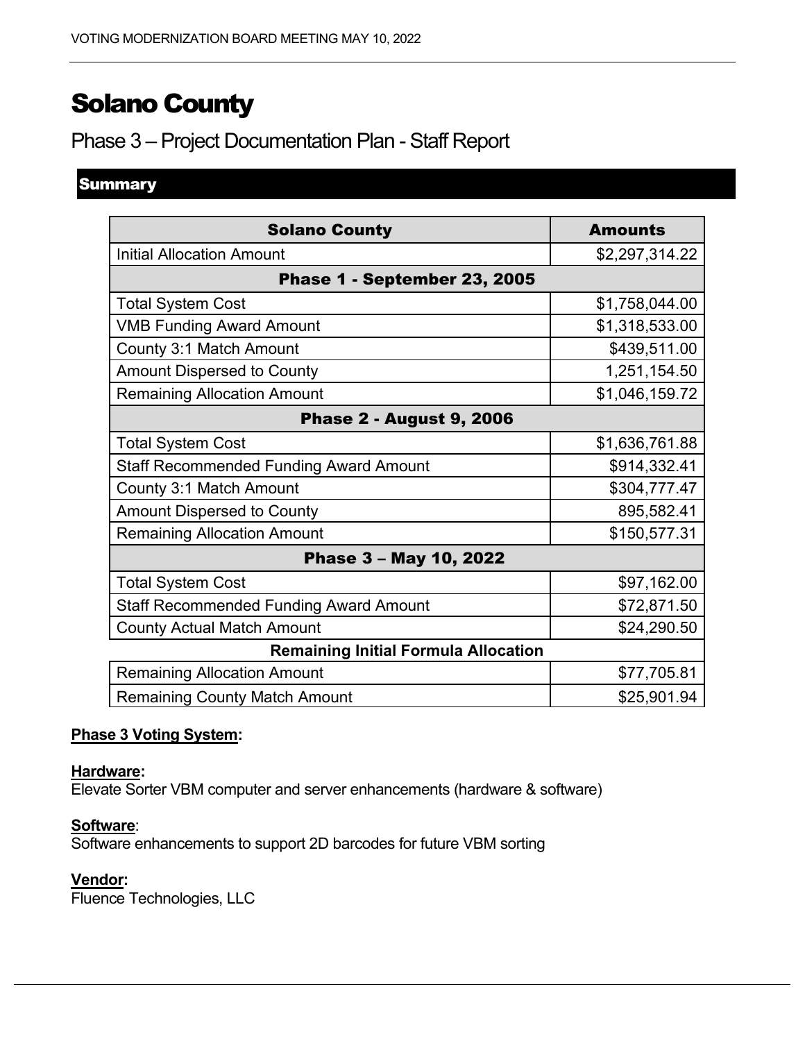# Solano County

## Phase 3 – Project Documentation Plan - Staff Report

### Summary

| Solano County | Amounts |
|---|---|
| Initial Allocation Amount | $2,297,314.22 |
| **Phase 1 - September 23, 2005** | |
| Total System Cost | $1,758,044.00 |
| VMB Funding Award Amount | $1,318,533.00 |
| County 3:1 Match Amount | $439,511.00 |
| Amount Dispersed to County | 1,251,154.50 |
| Remaining Allocation Amount | $1,046,159.72 |
| **Phase 2 - August 9, 2006** | |
| Total System Cost | $1,636,761.88 |
| Staff Recommended Funding Award Amount | $914,332.41 |
| County 3:1 Match Amount | $304,777.47 |
| Amount Dispersed to County | 895,582.41 |
| Remaining Allocation Amount | $150,577.31 |
| **Phase 3 – May 10, 2022** | |
| Total System Cost | $97,162.00 |
| Staff Recommended Funding Award Amount | $72,871.50 |
| County Actual Match Amount | $24,290.50 |
| **Remaining Initial Formula Allocation** | |
| Remaining Allocation Amount | $77,705.81 |
| Remaining County Match Amount | $25,901.94 |

**Phase 3 Voting System:**

**Hardware:**
Elevate Sorter VBM computer and server enhancements (hardware & software)

**Software**:
Software enhancements to support 2D barcodes for future VBM sorting

**Vendor:**
Fluence Technologies, LLC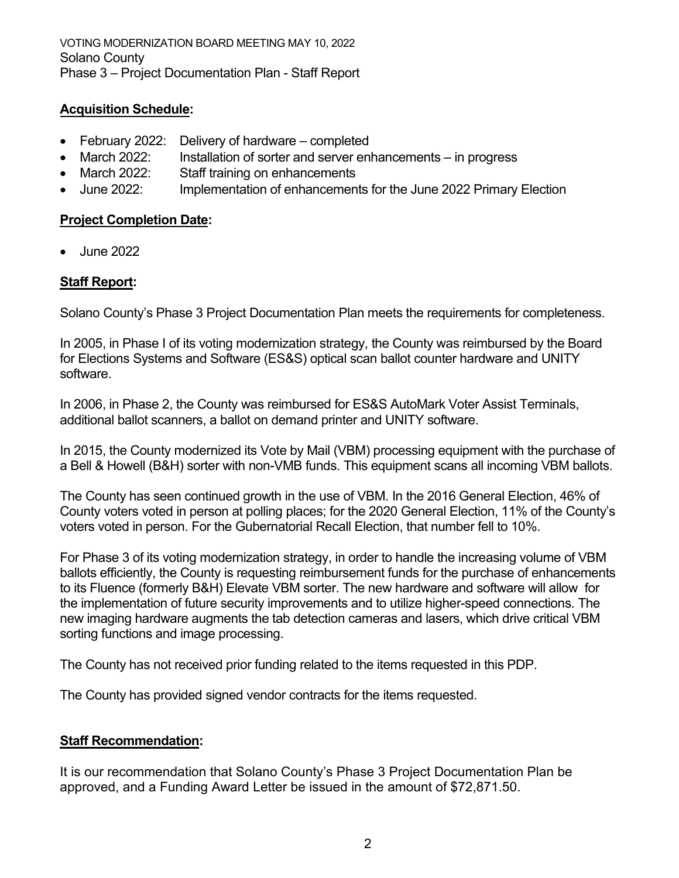## **Acquisition Schedule:**

- February 2022: Delivery of hardware – completed
- March 2022: Installation of sorter and server enhancements – in progress
- March 2022: Staff training on enhancements
- June 2022: Implementation of enhancements for the June 2022 Primary Election

## **Project Completion Date:**

- June 2022

## **Staff Report:**

Solano County's Phase 3 Project Documentation Plan meets the requirements for completeness.

In 2005, in Phase I of its voting modernization strategy, the County was reimbursed by the Board for Elections Systems and Software (ES&S) optical scan ballot counter hardware and UNITY software.

In 2006, in Phase 2, the County was reimbursed for ES&S AutoMark Voter Assist Terminals, additional ballot scanners, a ballot on demand printer and UNITY software.

In 2015, the County modernized its Vote by Mail (VBM) processing equipment with the purchase of a Bell & Howell (B&H) sorter with non-VMB funds. This equipment scans all incoming VBM ballots.

The County has seen continued growth in the use of VBM. In the 2016 General Election, 46% of County voters voted in person at polling places; for the 2020 General Election, 11% of the County's voters voted in person. For the Gubernatorial Recall Election, that number fell to 10%.

For Phase 3 of its voting modernization strategy, in order to handle the increasing volume of VBM ballots efficiently, the County is requesting reimbursement funds for the purchase of enhancements to its Fluence (formerly B&H) Elevate VBM sorter. The new hardware and software will allow for the implementation of future security improvements and to utilize higher-speed connections. The new imaging hardware augments the tab detection cameras and lasers, which drive critical VBM sorting functions and image processing.

The County has not received prior funding related to the items requested in this PDP.

The County has provided signed vendor contracts for the items requested.

## **Staff Recommendation:**

It is our recommendation that Solano County's Phase 3 Project Documentation Plan be approved, and a Funding Award Letter be issued in the amount of $72,871.50.